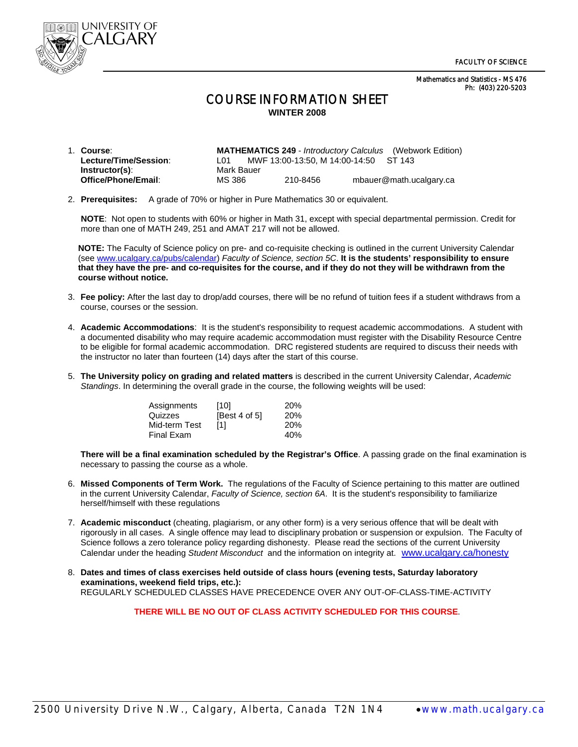UNIVERSITY OF CALGARY

FACULTY OF SCIENCE

Mathematics and Statistics - MS 476
Ph: (403) 220-5203

# COURSE INFORMATION SHEET

**WINTER 2008**

1. **Course**: **MATHEMATICS 249** - *Introductory Calculus* (Webwork Edition)
   **Lecture/Time/Session**: L01 MWF 13:00-13:50, M 14:00-14:50 ST 143
   **Instructor(s)**: Mark Bauer
   **Office/Phone/Email**: MS 386 210-8456 mbauer@math.ucalgary.ca

2. **Prerequisites:** A grade of 70% or higher in Pure Mathematics 30 or equivalent.

   **NOTE**: Not open to students with 60% or higher in Math 31, except with special departmental permission. Credit for more than one of MATH 249, 251 and AMAT 217 will not be allowed.

   **NOTE:** The Faculty of Science policy on pre- and co-requisite checking is outlined in the current University Calendar (see www.ucalgary.ca/pubs/calendar) *Faculty of Science, section 5C*. **It is the students' responsibility to ensure that they have the pre- and co-requisites for the course, and if they do not they will be withdrawn from the course without notice.**

3. **Fee policy:** After the last day to drop/add courses, there will be no refund of tuition fees if a student withdraws from a course, courses or the session.

4. **Academic Accommodations**: It is the student's responsibility to request academic accommodations. A student with a documented disability who may require academic accommodation must register with the Disability Resource Centre to be eligible for formal academic accommodation. DRC registered students are required to discuss their needs with the instructor no later than fourteen (14) days after the start of this course.

5. **The University policy on grading and related matters** is described in the current University Calendar, *Academic Standings*. In determining the overall grade in the course, the following weights will be used:

   | Component | | Weight |
   |---|---|---|
   | Assignments | [10] | 20% |
   | Quizzes | [Best 4 of 5] | 20% |
   | Mid-term Test | [1] | 20% |
   | Final Exam | | 40% |

   **There will be a final examination scheduled by the Registrar's Office**. A passing grade on the final examination is necessary to passing the course as a whole.

6. **Missed Components of Term Work.** The regulations of the Faculty of Science pertaining to this matter are outlined in the current University Calendar, *Faculty of Science, section 6A*. It is the student's responsibility to familiarize herself/himself with these regulations

7. **Academic misconduct** (cheating, plagiarism, or any other form) is a very serious offence that will be dealt with rigorously in all cases. A single offence may lead to disciplinary probation or suspension or expulsion. The Faculty of Science follows a zero tolerance policy regarding dishonesty. Please read the sections of the current University Calendar under the heading *Student Misconduct* and the information on integrity at. www.ucalgary.ca/honesty

8. **Dates and times of class exercises held outside of class hours (evening tests, Saturday laboratory examinations, weekend field trips, etc.):**
   REGULARLY SCHEDULED CLASSES HAVE PRECEDENCE OVER ANY OUT-OF-CLASS-TIME-ACTIVITY

   **THERE WILL BE NO OUT OF CLASS ACTIVITY SCHEDULED FOR THIS COURSE**.

2500 University Drive N.W., Calgary, Alberta, Canada T2N 1N4 • www.math.ucalgary.ca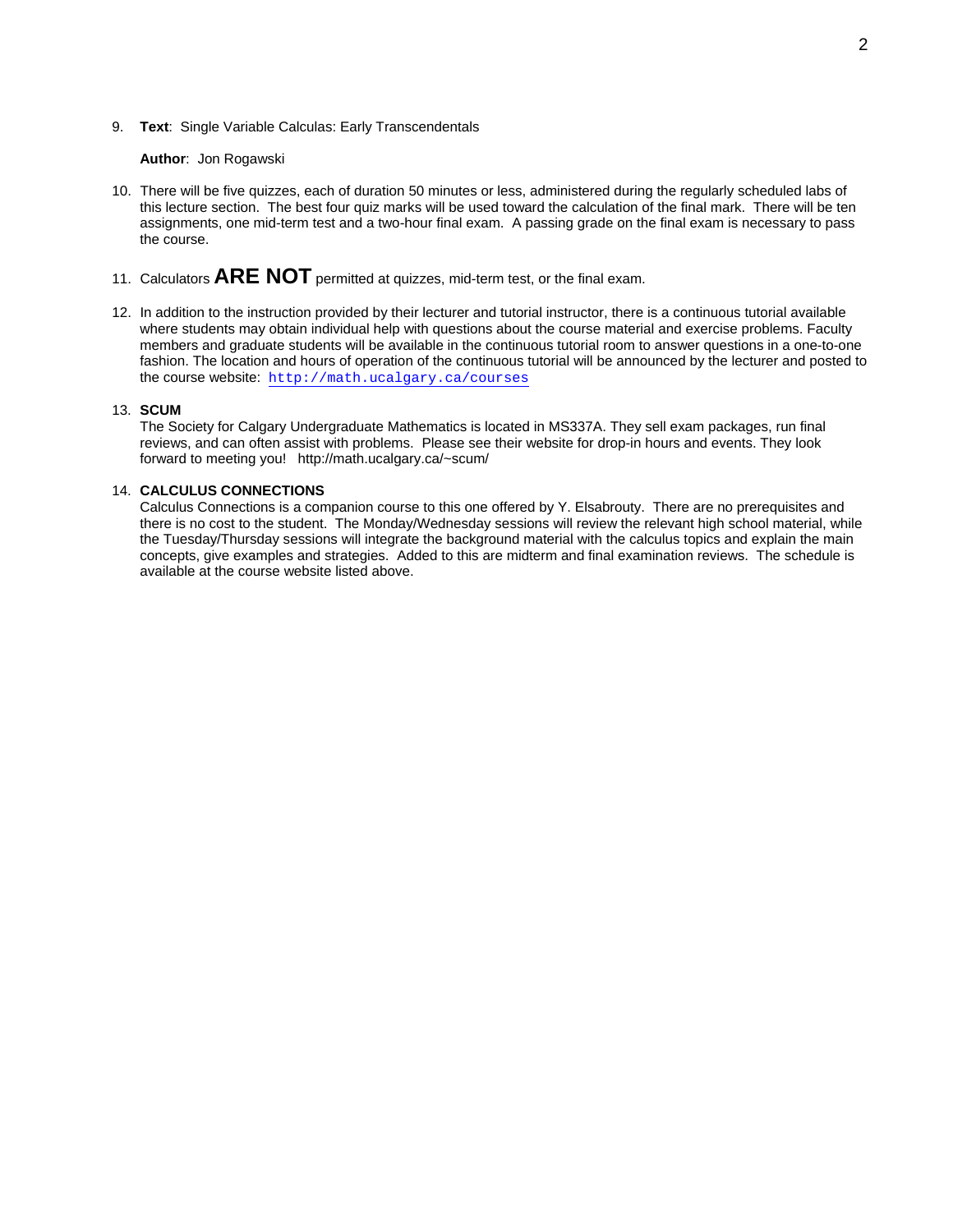9. **Text**: Single Variable Calculas: Early Transcendentals

   **Author**: Jon Rogawski

10. There will be five quizzes, each of duration 50 minutes or less, administered during the regularly scheduled labs of this lecture section. The best four quiz marks will be used toward the calculation of the final mark. There will be ten assignments, one mid-term test and a two-hour final exam. A passing grade on the final exam is necessary to pass the course.

11. Calculators **ARE NOT** permitted at quizzes, mid-term test, or the final exam.

12. In addition to the instruction provided by their lecturer and tutorial instructor, there is a continuous tutorial available where students may obtain individual help with questions about the course material and exercise problems. Faculty members and graduate students will be available in the continuous tutorial room to answer questions in a one-to-one fashion. The location and hours of operation of the continuous tutorial will be announced by the lecturer and posted to the course website: http://math.ucalgary.ca/courses

13. **SCUM**
    The Society for Calgary Undergraduate Mathematics is located in MS337A. They sell exam packages, run final reviews, and can often assist with problems. Please see their website for drop-in hours and events. They look forward to meeting you! http://math.ucalgary.ca/~scum/

14. **CALCULUS CONNECTIONS**
    Calculus Connections is a companion course to this one offered by Y. Elsabrouty. There are no prerequisites and there is no cost to the student. The Monday/Wednesday sessions will review the relevant high school material, while the Tuesday/Thursday sessions will integrate the background material with the calculus topics and explain the main concepts, give examples and strategies. Added to this are midterm and final examination reviews. The schedule is available at the course website listed above.